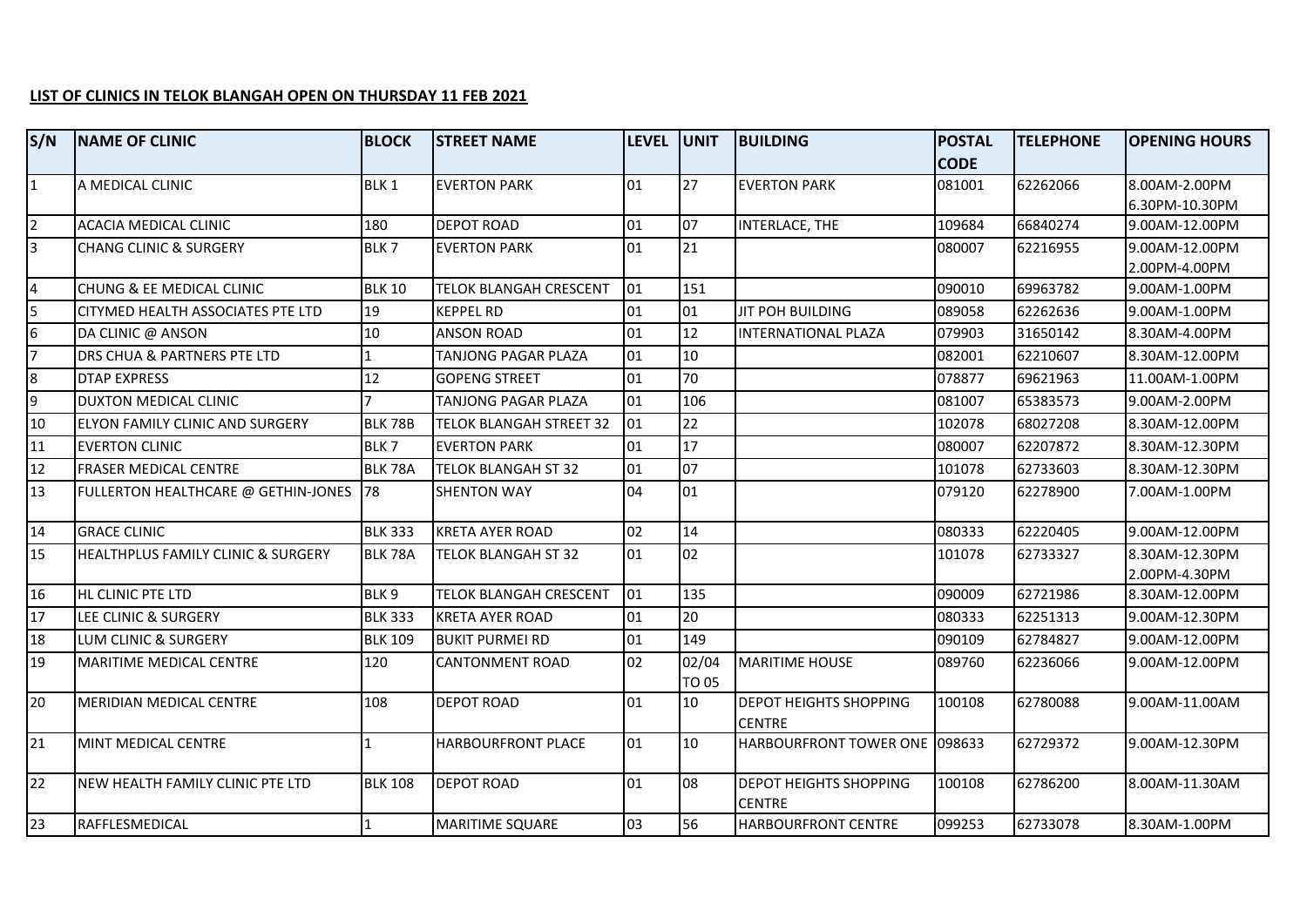**LIST OF CLINICS IN TELOK BLANGAH OPEN ON THURSDAY 11 FEB 2021**

| S/N | NAME OF CLINIC | BLOCK | STREET NAME | LEVEL | UNIT | BUILDING | POSTAL CODE | TELEPHONE | OPENING HOURS |
|---|---|---|---|---|---|---|---|---|---|
| 1 | A MEDICAL CLINIC | BLK 1 | EVERTON PARK | 01 | 27 | EVERTON PARK | 081001 | 62262066 | 8.00AM-2.00PM 6.30PM-10.30PM |
| 2 | ACACIA MEDICAL CLINIC | 180 | DEPOT ROAD | 01 | 07 | INTERLACE, THE | 109684 | 66840274 | 9.00AM-12.00PM |
| 3 | CHANG CLINIC & SURGERY | BLK 7 | EVERTON PARK | 01 | 21 | | 080007 | 62216955 | 9.00AM-12.00PM 2.00PM-4.00PM |
| 4 | CHUNG & EE MEDICAL CLINIC | BLK 10 | TELOK BLANGAH CRESCENT | 01 | 151 | | 090010 | 69963782 | 9.00AM-1.00PM |
| 5 | CITYMED HEALTH ASSOCIATES PTE LTD | 19 | KEPPEL RD | 01 | 01 | JIT POH BUILDING | 089058 | 62262636 | 9.00AM-1.00PM |
| 6 | DA CLINIC @ ANSON | 10 | ANSON ROAD | 01 | 12 | INTERNATIONAL PLAZA | 079903 | 31650142 | 8.30AM-4.00PM |
| 7 | DRS CHUA & PARTNERS PTE LTD | 1 | TANJONG PAGAR PLAZA | 01 | 10 | | 082001 | 62210607 | 8.30AM-12.00PM |
| 8 | DTAP EXPRESS | 12 | GOPENG STREET | 01 | 70 | | 078877 | 69621963 | 11.00AM-1.00PM |
| 9 | DUXTON MEDICAL CLINIC | 7 | TANJONG PAGAR PLAZA | 01 | 106 | | 081007 | 65383573 | 9.00AM-2.00PM |
| 10 | ELYON FAMILY CLINIC AND SURGERY | BLK 78B | TELOK BLANGAH STREET 32 | 01 | 22 | | 102078 | 68027208 | 8.30AM-12.00PM |
| 11 | EVERTON CLINIC | BLK 7 | EVERTON PARK | 01 | 17 | | 080007 | 62207872 | 8.30AM-12.30PM |
| 12 | FRASER MEDICAL CENTRE | BLK 78A | TELOK BLANGAH ST 32 | 01 | 07 | | 101078 | 62733603 | 8.30AM-12.30PM |
| 13 | FULLERTON HEALTHCARE @ GETHIN-JONES | 78 | SHENTON WAY | 04 | 01 | | 079120 | 62278900 | 7.00AM-1.00PM |
| 14 | GRACE CLINIC | BLK 333 | KRETA AYER ROAD | 02 | 14 | | 080333 | 62220405 | 9.00AM-12.00PM |
| 15 | HEALTHPLUS FAMILY CLINIC & SURGERY | BLK 78A | TELOK BLANGAH ST 32 | 01 | 02 | | 101078 | 62733327 | 8.30AM-12.30PM 2.00PM-4.30PM |
| 16 | HL CLINIC PTE LTD | BLK 9 | TELOK BLANGAH CRESCENT | 01 | 135 | | 090009 | 62721986 | 8.30AM-12.00PM |
| 17 | LEE CLINIC & SURGERY | BLK 333 | KRETA AYER ROAD | 01 | 20 | | 080333 | 62251313 | 9.00AM-12.30PM |
| 18 | LUM CLINIC & SURGERY | BLK 109 | BUKIT PURMEI RD | 01 | 149 | | 090109 | 62784827 | 9.00AM-12.00PM |
| 19 | MARITIME MEDICAL CENTRE | 120 | CANTONMENT ROAD | 02 | 02/04 TO 05 | MARITIME HOUSE | 089760 | 62236066 | 9.00AM-12.00PM |
| 20 | MERIDIAN MEDICAL CENTRE | 108 | DEPOT ROAD | 01 | 10 | DEPOT HEIGHTS SHOPPING CENTRE | 100108 | 62780088 | 9.00AM-11.00AM |
| 21 | MINT MEDICAL CENTRE | 1 | HARBOURFRONT PLACE | 01 | 10 | HARBOURFRONT TOWER ONE | 098633 | 62729372 | 9.00AM-12.30PM |
| 22 | NEW HEALTH FAMILY CLINIC PTE LTD | BLK 108 | DEPOT ROAD | 01 | 08 | DEPOT HEIGHTS SHOPPING CENTRE | 100108 | 62786200 | 8.00AM-11.30AM |
| 23 | RAFFLESMEDICAL | 1 | MARITIME SQUARE | 03 | 56 | HARBOURFRONT CENTRE | 099253 | 62733078 | 8.30AM-1.00PM |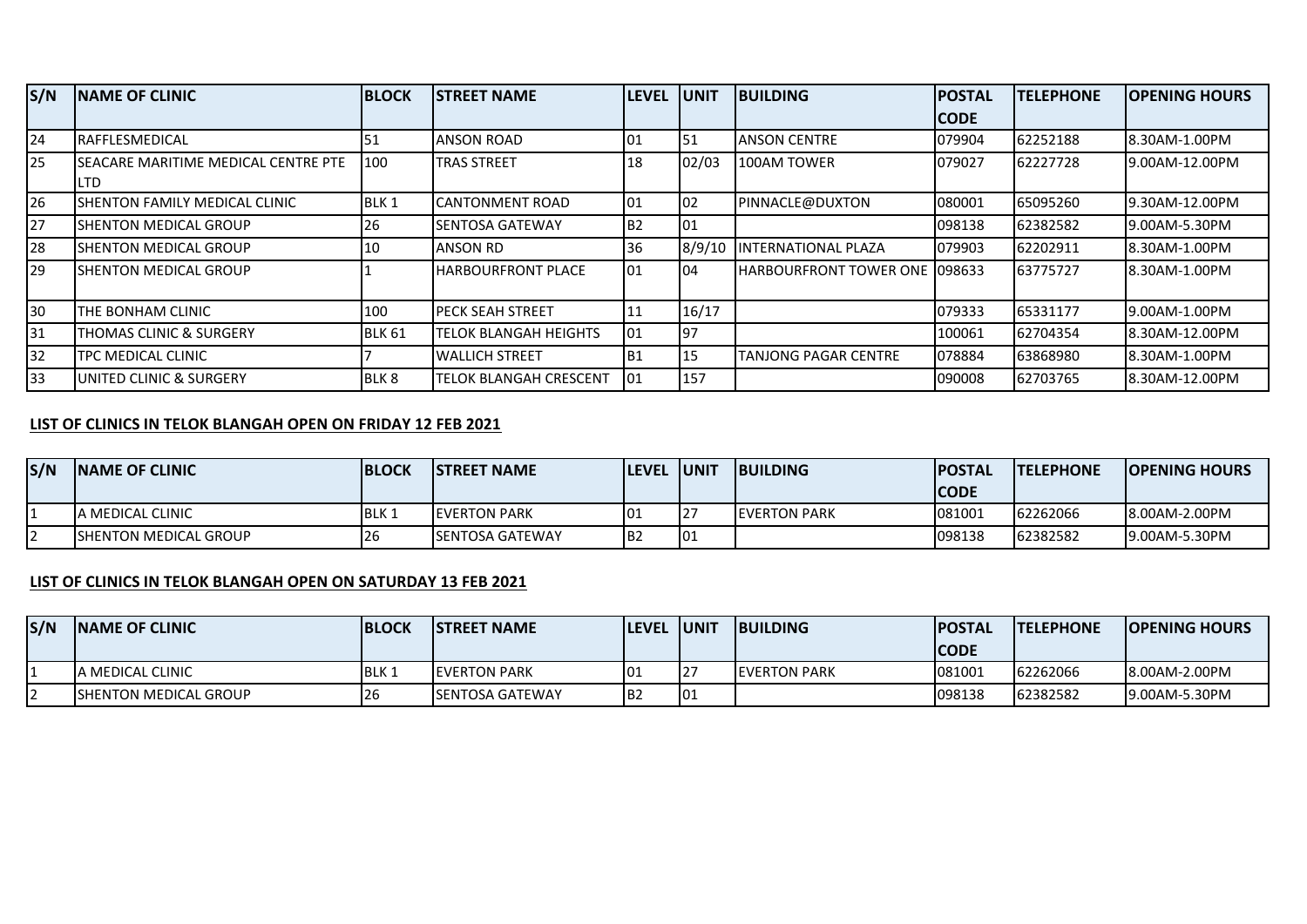| S/N | NAME OF CLINIC | BLOCK | STREET NAME | LEVEL | UNIT | BUILDING | POSTAL CODE | TELEPHONE | OPENING HOURS |
|---|---|---|---|---|---|---|---|---|---|
| 24 | RAFFLESMEDICAL | 51 | ANSON ROAD | 01 | 51 | ANSON CENTRE | 079904 | 62252188 | 8.30AM-1.00PM |
| 25 | SEACARE MARITIME MEDICAL CENTRE PTE LTD | 100 | TRAS STREET | 18 | 02/03 | 100AM TOWER | 079027 | 62227728 | 9.00AM-12.00PM |
| 26 | SHENTON FAMILY MEDICAL CLINIC | BLK 1 | CANTONMENT ROAD | 01 | 02 | PINNACLE@DUXTON | 080001 | 65095260 | 9.30AM-12.00PM |
| 27 | SHENTON MEDICAL GROUP | 26 | SENTOSA GATEWAY | B2 | 01 | | 098138 | 62382582 | 9.00AM-5.30PM |
| 28 | SHENTON MEDICAL GROUP | 10 | ANSON RD | 36 | 8/9/10 | INTERNATIONAL PLAZA | 079903 | 62202911 | 8.30AM-1.00PM |
| 29 | SHENTON MEDICAL GROUP | 1 | HARBOURFRONT PLACE | 01 | 04 | HARBOURFRONT TOWER ONE | 098633 | 63775727 | 8.30AM-1.00PM |
| 30 | THE BONHAM CLINIC | 100 | PECK SEAH STREET | 11 | 16/17 | | 079333 | 65331177 | 9.00AM-1.00PM |
| 31 | THOMAS CLINIC & SURGERY | BLK 61 | TELOK BLANGAH HEIGHTS | 01 | 97 | | 100061 | 62704354 | 8.30AM-12.00PM |
| 32 | TPC MEDICAL CLINIC | 7 | WALLICH STREET | B1 | 15 | TANJONG PAGAR CENTRE | 078884 | 63868980 | 8.30AM-1.00PM |
| 33 | UNITED CLINIC & SURGERY | BLK 8 | TELOK BLANGAH CRESCENT | 01 | 157 | | 090008 | 62703765 | 8.30AM-12.00PM |

**LIST OF CLINICS IN TELOK BLANGAH OPEN ON FRIDAY 12 FEB 2021**

| S/N | NAME OF CLINIC | BLOCK | STREET NAME | LEVEL | UNIT | BUILDING | POSTAL CODE | TELEPHONE | OPENING HOURS |
|---|---|---|---|---|---|---|---|---|---|
| 1 | A MEDICAL CLINIC | BLK 1 | EVERTON PARK | 01 | 27 | EVERTON PARK | 081001 | 62262066 | 8.00AM-2.00PM |
| 2 | SHENTON MEDICAL GROUP | 26 | SENTOSA GATEWAY | B2 | 01 | | 098138 | 62382582 | 9.00AM-5.30PM |

**LIST OF CLINICS IN TELOK BLANGAH OPEN ON SATURDAY 13 FEB 2021**

| S/N | NAME OF CLINIC | BLOCK | STREET NAME | LEVEL | UNIT | BUILDING | POSTAL CODE | TELEPHONE | OPENING HOURS |
|---|---|---|---|---|---|---|---|---|---|
| 1 | A MEDICAL CLINIC | BLK 1 | EVERTON PARK | 01 | 27 | EVERTON PARK | 081001 | 62262066 | 8.00AM-2.00PM |
| 2 | SHENTON MEDICAL GROUP | 26 | SENTOSA GATEWAY | B2 | 01 | | 098138 | 62382582 | 9.00AM-5.30PM |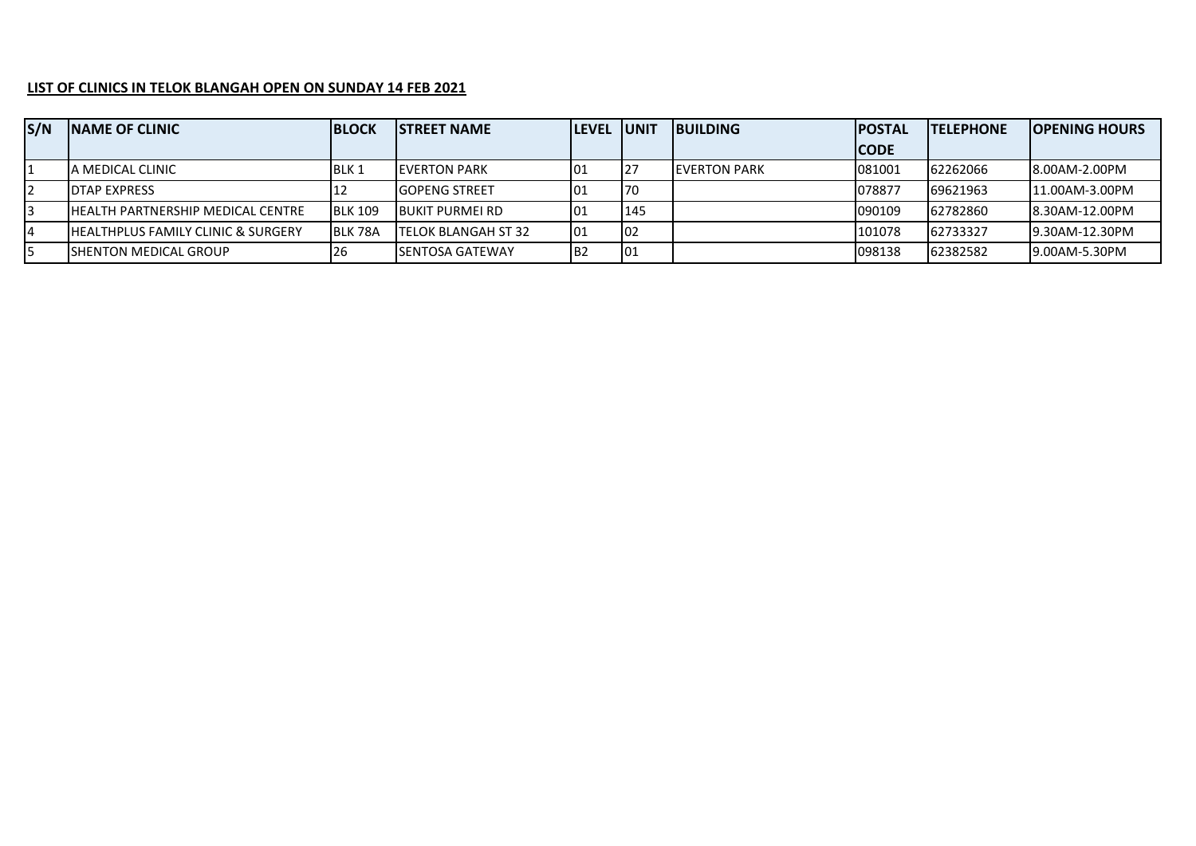**LIST OF CLINICS IN TELOK BLANGAH OPEN ON SUNDAY 14 FEB 2021**

| S/N | NAME OF CLINIC | BLOCK | STREET NAME | LEVEL | UNIT | BUILDING | POSTAL CODE | TELEPHONE | OPENING HOURS |
|---|---|---|---|---|---|---|---|---|---|
| 1 | A MEDICAL CLINIC | BLK 1 | EVERTON PARK | 01 | 27 | EVERTON PARK | 081001 | 62262066 | 8.00AM-2.00PM |
| 2 | DTAP EXPRESS | 12 | GOPENG STREET | 01 | 70 | | 078877 | 69621963 | 11.00AM-3.00PM |
| 3 | HEALTH PARTNERSHIP MEDICAL CENTRE | BLK 109 | BUKIT PURMEI RD | 01 | 145 | | 090109 | 62782860 | 8.30AM-12.00PM |
| 4 | HEALTHPLUS FAMILY CLINIC & SURGERY | BLK 78A | TELOK BLANGAH ST 32 | 01 | 02 | | 101078 | 62733327 | 9.30AM-12.30PM |
| 5 | SHENTON MEDICAL GROUP | 26 | SENTOSA GATEWAY | B2 | 01 | | 098138 | 62382582 | 9.00AM-5.30PM |